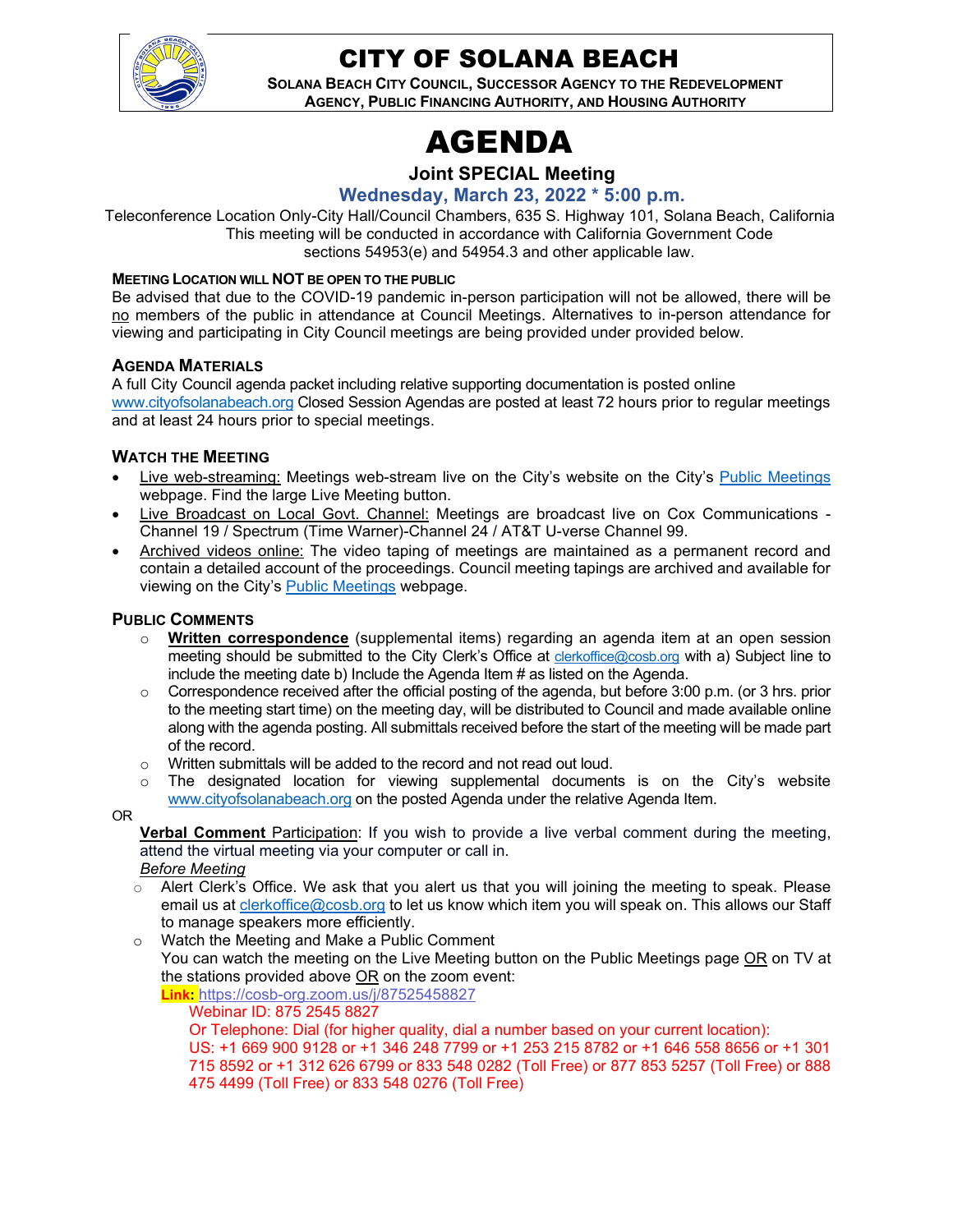# CITY OF SOLANA BEACH

**SOLANA BEACH CITY COUNCIL, SUCCESSOR AGENCY TO THE REDEVELOPMENT AGENCY, PUBLIC FINANCING AUTHORITY, AND HOUSING AUTHORITY**

# AGENDA

## Joint SPECIAL Meeting

**Wednesday, March 23, 2022 * 5:00 p.m.**

Teleconference Location Only-City Hall/Council Chambers, 635 S. Highway 101, Solana Beach, California
This meeting will be conducted in accordance with California Government Code sections 54953(e) and 54954.3 and other applicable law.

**MEETING LOCATION WILL NOT BE OPEN TO THE PUBLIC**

Be advised that due to the COVID-19 pandemic in-person participation will not be allowed, there will be no members of the public in attendance at Council Meetings. Alternatives to in-person attendance for viewing and participating in City Council meetings are being provided under provided below.

### AGENDA MATERIALS

A full City Council agenda packet including relative supporting documentation is posted online www.cityofsolanabeach.org Closed Session Agendas are posted at least 72 hours prior to regular meetings and at least 24 hours prior to special meetings.

### WATCH THE MEETING

- Live web-streaming: Meetings web-stream live on the City's website on the City's Public Meetings webpage. Find the large Live Meeting button.
- Live Broadcast on Local Govt. Channel: Meetings are broadcast live on Cox Communications - Channel 19 / Spectrum (Time Warner)-Channel 24 / AT&T U-verse Channel 99.
- Archived videos online: The video taping of meetings are maintained as a permanent record and contain a detailed account of the proceedings. Council meeting tapings are archived and available for viewing on the City's Public Meetings webpage.

### PUBLIC COMMENTS

- **Written correspondence** (supplemental items) regarding an agenda item at an open session meeting should be submitted to the City Clerk's Office at clerkoffice@cosb.org with a) Subject line to include the meeting date b) Include the Agenda Item # as listed on the Agenda.
- Correspondence received after the official posting of the agenda, but before 3:00 p.m. (or 3 hrs. prior to the meeting start time) on the meeting day, will be distributed to Council and made available online along with the agenda posting. All submittals received before the start of the meeting will be made part of the record.
- Written submittals will be added to the record and not read out loud.
- The designated location for viewing supplemental documents is on the City's website www.cityofsolanabeach.org on the posted Agenda under the relative Agenda Item.

OR

**Verbal Comment** Participation: If you wish to provide a live verbal comment during the meeting, attend the virtual meeting via your computer or call in.

*Before Meeting*

- Alert Clerk's Office. We ask that you alert us that you will joining the meeting to speak. Please email us at clerkoffice@cosb.org to let us know which item you will speak on. This allows our Staff to manage speakers more efficiently.
- Watch the Meeting and Make a Public Comment
  You can watch the meeting on the Live Meeting button on the Public Meetings page OR on TV at the stations provided above OR on the zoom event:
  **Link:** https://cosb-org.zoom.us/j/87525458827
  Webinar ID: 875 2545 8827
  Or Telephone: Dial (for higher quality, dial a number based on your current location):
  US: +1 669 900 9128 or +1 346 248 7799 or +1 253 215 8782 or +1 646 558 8656 or +1 301 715 8592 or +1 312 626 6799 or 833 548 0282 (Toll Free) or 877 853 5257 (Toll Free) or 888 475 4499 (Toll Free) or 833 548 0276 (Toll Free)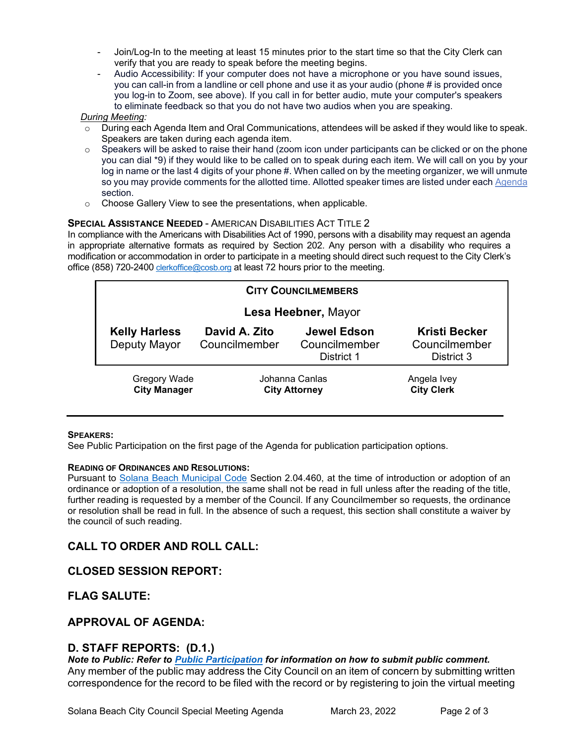- Join/Log-In to the meeting at least 15 minutes prior to the start time so that the City Clerk can verify that you are ready to speak before the meeting begins.
- Audio Accessibility: If your computer does not have a microphone or you have sound issues, you can call-in from a landline or cell phone and use it as your audio (phone # is provided once you log-in to Zoom, see above). If you call in for better audio, mute your computer's speakers to eliminate feedback so that you do not have two audios when you are speaking.

*During Meeting:*

- During each Agenda Item and Oral Communications, attendees will be asked if they would like to speak. Speakers are taken during each agenda item.
- Speakers will be asked to raise their hand (zoom icon under participants can be clicked or on the phone you can dial *9) if they would like to be called on to speak during each item. We will call on you by your log in name or the last 4 digits of your phone #. When called on by the meeting organizer, we will unmute so you may provide comments for the allotted time. Allotted speaker times are listed under each Agenda section.
- Choose Gallery View to see the presentations, when applicable.

**SPECIAL ASSISTANCE NEEDED** - AMERICAN DISABILITIES ACT TITLE 2

In compliance with the Americans with Disabilities Act of 1990, persons with a disability may request an agenda in appropriate alternative formats as required by Section 202. Any person with a disability who requires a modification or accommodation in order to participate in a meeting should direct such request to the City Clerk's office (858) 720-2400 clerkoffice@cosb.org at least 72 hours prior to the meeting.

| CITY COUNCILMEMBERS | | | |
|---|---|---|---|
| | **Lesa Heebner,** Mayor | | |
| **Kelly Harless** Deputy Mayor | **David A. Zito** Councilmember | **Jewel Edson** Councilmember District 1 | **Kristi Becker** Councilmember District 3 |

| Gregory Wade **City Manager** | Johanna Canlas **City Attorney** | Angela Ivey **City Clerk** |
|---|---|---|

**SPEAKERS:**

See Public Participation on the first page of the Agenda for publication participation options.

**READING OF ORDINANCES AND RESOLUTIONS:**

Pursuant to Solana Beach Municipal Code Section 2.04.460, at the time of introduction or adoption of an ordinance or adoption of a resolution, the same shall not be read in full unless after the reading of the title, further reading is requested by a member of the Council. If any Councilmember so requests, the ordinance or resolution shall be read in full. In the absence of such a request, this section shall constitute a waiver by the council of such reading.

## CALL TO ORDER AND ROLL CALL:

## CLOSED SESSION REPORT:

## FLAG SALUTE:

## APPROVAL OF AGENDA:

## D. STAFF REPORTS: (D.1.)

***Note to Public: Refer to Public Participation for information on how to submit public comment.***

Any member of the public may address the City Council on an item of concern by submitting written correspondence for the record to be filed with the record or by registering to join the virtual meeting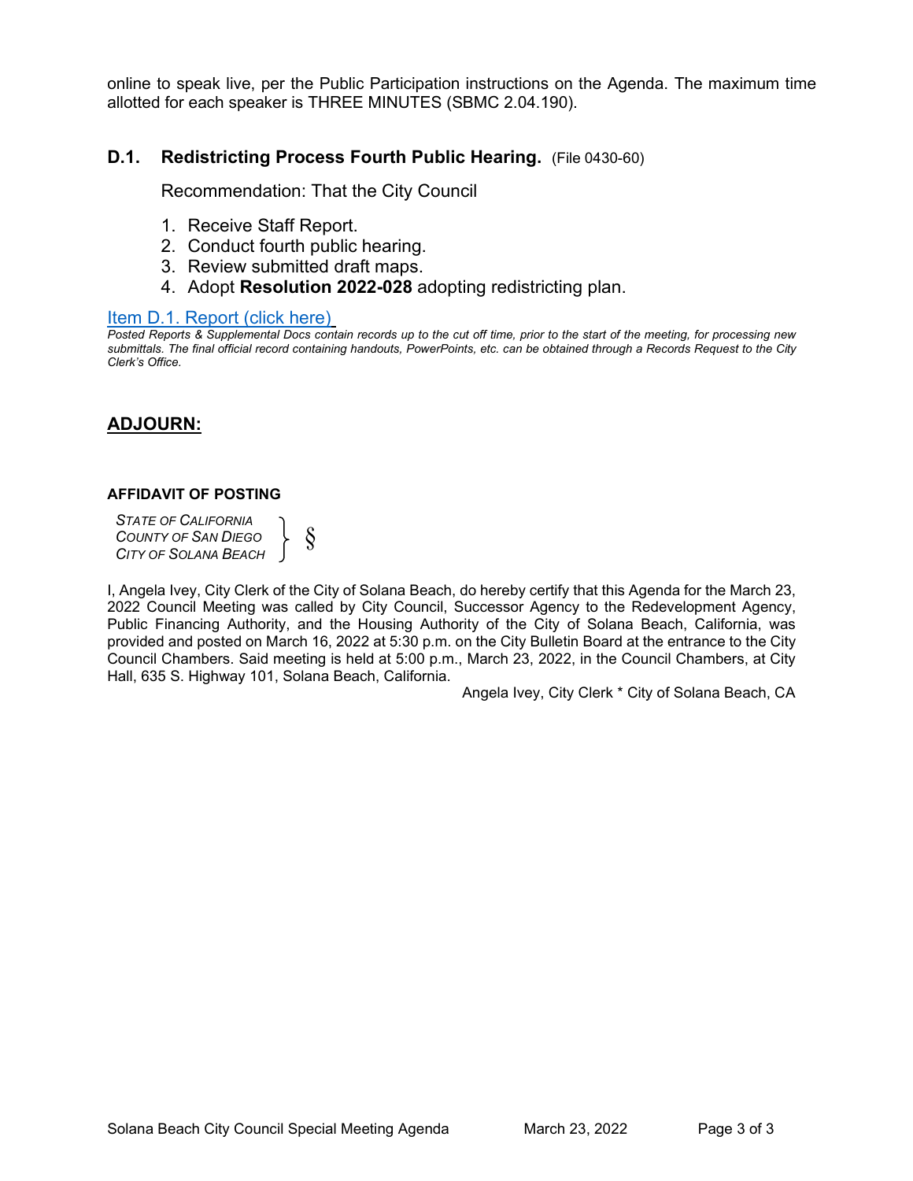online to speak live, per the Public Participation instructions on the Agenda. The maximum time allotted for each speaker is THREE MINUTES (SBMC 2.04.190).

### D.1. Redistricting Process Fourth Public Hearing. (File 0430-60)

Recommendation: That the City Council

1. Receive Staff Report.
2. Conduct fourth public hearing.
3. Review submitted draft maps.
4. Adopt **Resolution 2022-028** adopting redistricting plan.

Item D.1. Report (click here)

*Posted Reports & Supplemental Docs contain records up to the cut off time, prior to the start of the meeting, for processing new submittals. The final official record containing handouts, PowerPoints, etc. can be obtained through a Records Request to the City Clerk's Office.*

## ADJOURN:

**AFFIDAVIT OF POSTING**

*STATE OF CALIFORNIA*
*COUNTY OF SAN DIEGO* } §
*CITY OF SOLANA BEACH*

I, Angela Ivey, City Clerk of the City of Solana Beach, do hereby certify that this Agenda for the March 23, 2022 Council Meeting was called by City Council, Successor Agency to the Redevelopment Agency, Public Financing Authority, and the Housing Authority of the City of Solana Beach, California, was provided and posted on March 16, 2022 at 5:30 p.m. on the City Bulletin Board at the entrance to the City Council Chambers. Said meeting is held at 5:00 p.m., March 23, 2022, in the Council Chambers, at City Hall, 635 S. Highway 101, Solana Beach, California.

Angela Ivey, City Clerk * City of Solana Beach, CA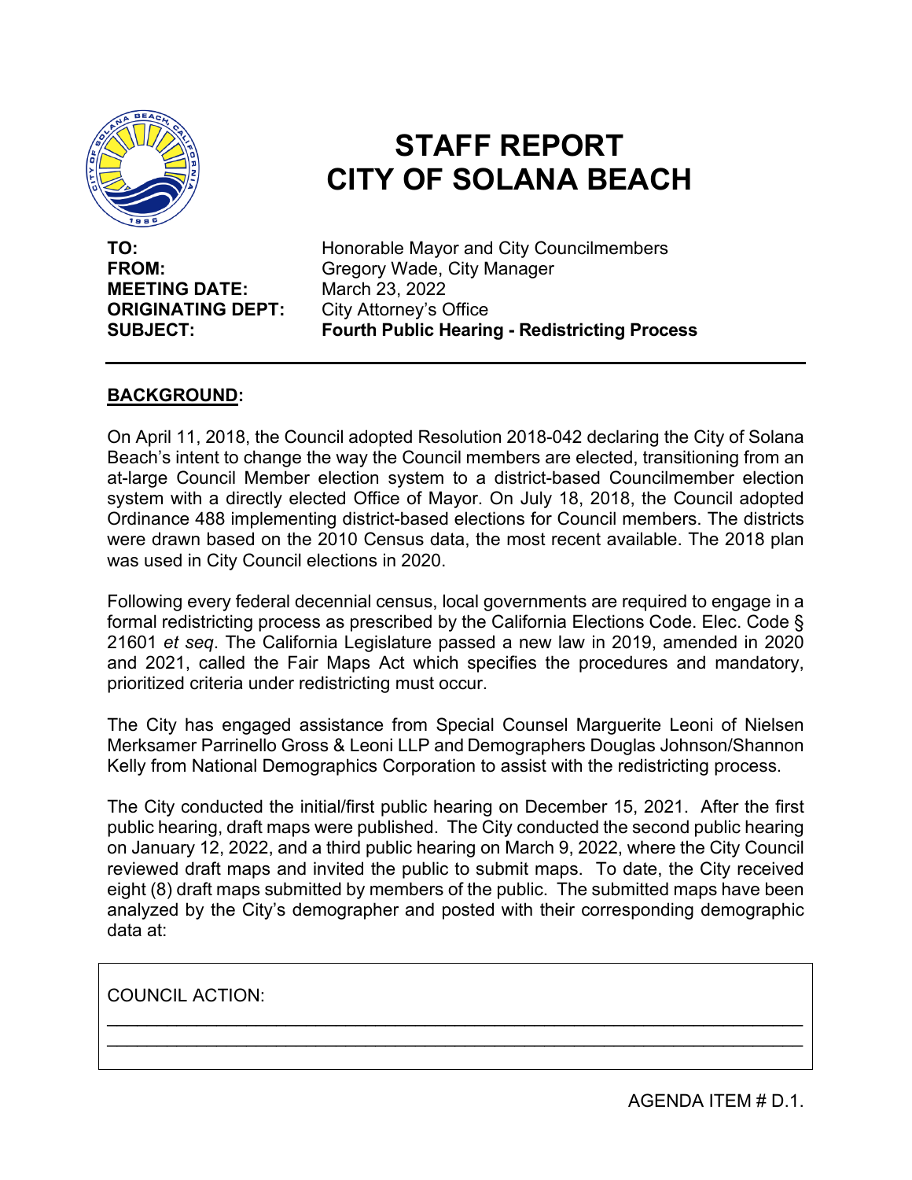# STAFF REPORT
# CITY OF SOLANA BEACH

**TO:** Honorable Mayor and City Councilmembers
**FROM:** Gregory Wade, City Manager
**MEETING DATE:** March 23, 2022
**ORIGINATING DEPT:** City Attorney's Office
**SUBJECT:** **Fourth Public Hearing - Redistricting Process**

---

## BACKGROUND:

On April 11, 2018, the Council adopted Resolution 2018-042 declaring the City of Solana Beach's intent to change the way the Council members are elected, transitioning from an at-large Council Member election system to a district-based Councilmember election system with a directly elected Office of Mayor. On July 18, 2018, the Council adopted Ordinance 488 implementing district-based elections for Council members. The districts were drawn based on the 2010 Census data, the most recent available. The 2018 plan was used in City Council elections in 2020.

Following every federal decennial census, local governments are required to engage in a formal redistricting process as prescribed by the California Elections Code. Elec. Code § 21601 *et seq*. The California Legislature passed a new law in 2019, amended in 2020 and 2021, called the Fair Maps Act which specifies the procedures and mandatory, prioritized criteria under redistricting must occur.

The City has engaged assistance from Special Counsel Marguerite Leoni of Nielsen Merksamer Parrinello Gross & Leoni LLP and Demographers Douglas Johnson/Shannon Kelly from National Demographics Corporation to assist with the redistricting process.

The City conducted the initial/first public hearing on December 15, 2021. After the first public hearing, draft maps were published. The City conducted the second public hearing on January 12, 2022, and a third public hearing on March 9, 2022, where the City Council reviewed draft maps and invited the public to submit maps. To date, the City received eight (8) draft maps submitted by members of the public. The submitted maps have been analyzed by the City's demographer and posted with their corresponding demographic data at:

COUNCIL ACTION:

\_\_\_\_\_\_\_\_\_\_\_\_\_\_\_\_\_\_\_\_\_\_\_\_\_\_\_\_\_\_\_\_\_\_\_\_\_\_\_\_\_\_\_\_\_\_\_\_\_\_\_\_\_\_\_\_\_\_\_\_\_\_

\_\_\_\_\_\_\_\_\_\_\_\_\_\_\_\_\_\_\_\_\_\_\_\_\_\_\_\_\_\_\_\_\_\_\_\_\_\_\_\_\_\_\_\_\_\_\_\_\_\_\_\_\_\_\_\_\_\_\_\_\_\_

AGENDA ITEM # D.1.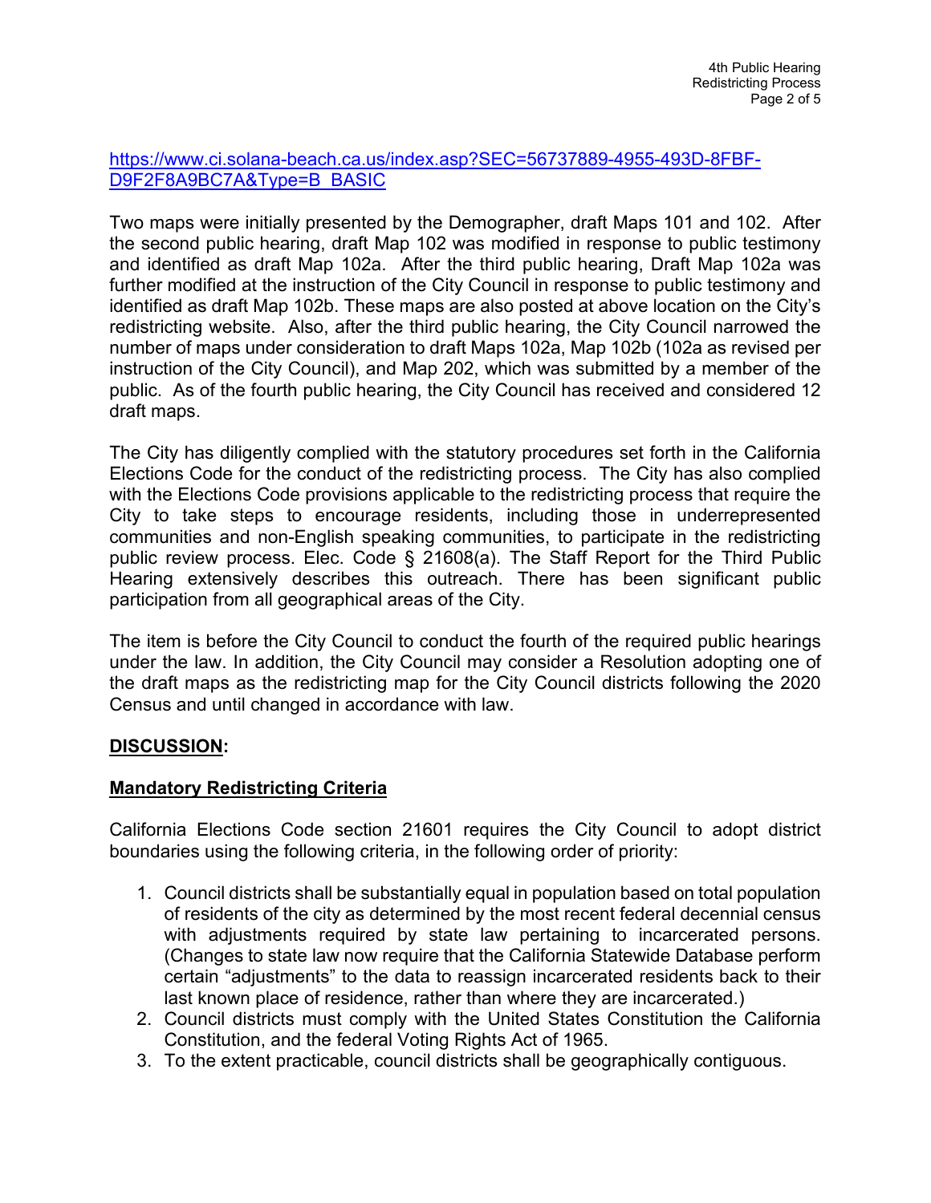https://www.ci.solana-beach.ca.us/index.asp?SEC=56737889-4955-493D-8FBF-D9F2F8A9BC7A&Type=B_BASIC

Two maps were initially presented by the Demographer, draft Maps 101 and 102. After the second public hearing, draft Map 102 was modified in response to public testimony and identified as draft Map 102a. After the third public hearing, Draft Map 102a was further modified at the instruction of the City Council in response to public testimony and identified as draft Map 102b. These maps are also posted at above location on the City's redistricting website. Also, after the third public hearing, the City Council narrowed the number of maps under consideration to draft Maps 102a, Map 102b (102a as revised per instruction of the City Council), and Map 202, which was submitted by a member of the public. As of the fourth public hearing, the City Council has received and considered 12 draft maps.

The City has diligently complied with the statutory procedures set forth in the California Elections Code for the conduct of the redistricting process. The City has also complied with the Elections Code provisions applicable to the redistricting process that require the City to take steps to encourage residents, including those in underrepresented communities and non-English speaking communities, to participate in the redistricting public review process. Elec. Code § 21608(a). The Staff Report for the Third Public Hearing extensively describes this outreach. There has been significant public participation from all geographical areas of the City.

The item is before the City Council to conduct the fourth of the required public hearings under the law. In addition, the City Council may consider a Resolution adopting one of the draft maps as the redistricting map for the City Council districts following the 2020 Census and until changed in accordance with law.

## DISCUSSION:

### Mandatory Redistricting Criteria

California Elections Code section 21601 requires the City Council to adopt district boundaries using the following criteria, in the following order of priority:

1. Council districts shall be substantially equal in population based on total population of residents of the city as determined by the most recent federal decennial census with adjustments required by state law pertaining to incarcerated persons. (Changes to state law now require that the California Statewide Database perform certain "adjustments" to the data to reassign incarcerated residents back to their last known place of residence, rather than where they are incarcerated.)
2. Council districts must comply with the United States Constitution the California Constitution, and the federal Voting Rights Act of 1965.
3. To the extent practicable, council districts shall be geographically contiguous.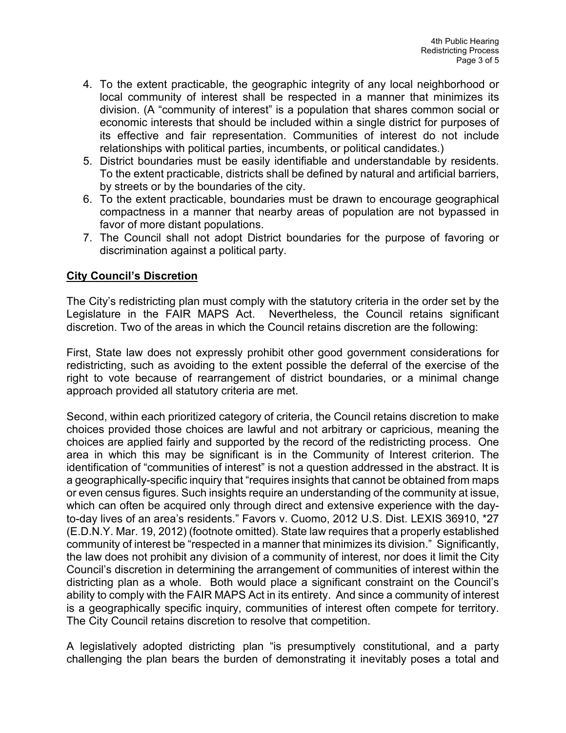4. To the extent practicable, the geographic integrity of any local neighborhood or local community of interest shall be respected in a manner that minimizes its division. (A "community of interest" is a population that shares common social or economic interests that should be included within a single district for purposes of its effective and fair representation. Communities of interest do not include relationships with political parties, incumbents, or political candidates.)
5. District boundaries must be easily identifiable and understandable by residents. To the extent practicable, districts shall be defined by natural and artificial barriers, by streets or by the boundaries of the city.
6. To the extent practicable, boundaries must be drawn to encourage geographical compactness in a manner that nearby areas of population are not bypassed in favor of more distant populations.
7. The Council shall not adopt District boundaries for the purpose of favoring or discrimination against a political party.

## City Council's Discretion

The City's redistricting plan must comply with the statutory criteria in the order set by the Legislature in the FAIR MAPS Act. Nevertheless, the Council retains significant discretion. Two of the areas in which the Council retains discretion are the following:

First, State law does not expressly prohibit other good government considerations for redistricting, such as avoiding to the extent possible the deferral of the exercise of the right to vote because of rearrangement of district boundaries, or a minimal change approach provided all statutory criteria are met.

Second, within each prioritized category of criteria, the Council retains discretion to make choices provided those choices are lawful and not arbitrary or capricious, meaning the choices are applied fairly and supported by the record of the redistricting process. One area in which this may be significant is in the Community of Interest criterion. The identification of "communities of interest" is not a question addressed in the abstract. It is a geographically-specific inquiry that "requires insights that cannot be obtained from maps or even census figures. Such insights require an understanding of the community at issue, which can often be acquired only through direct and extensive experience with the day-to-day lives of an area's residents." Favors v. Cuomo, 2012 U.S. Dist. LEXIS 36910, *27 (E.D.N.Y. Mar. 19, 2012) (footnote omitted). State law requires that a properly established community of interest be "respected in a manner that minimizes its division." Significantly, the law does not prohibit any division of a community of interest, nor does it limit the City Council's discretion in determining the arrangement of communities of interest within the districting plan as a whole. Both would place a significant constraint on the Council's ability to comply with the FAIR MAPS Act in its entirety. And since a community of interest is a geographically specific inquiry, communities of interest often compete for territory. The City Council retains discretion to resolve that competition.

A legislatively adopted districting plan "is presumptively constitutional, and a party challenging the plan bears the burden of demonstrating it inevitably poses a total and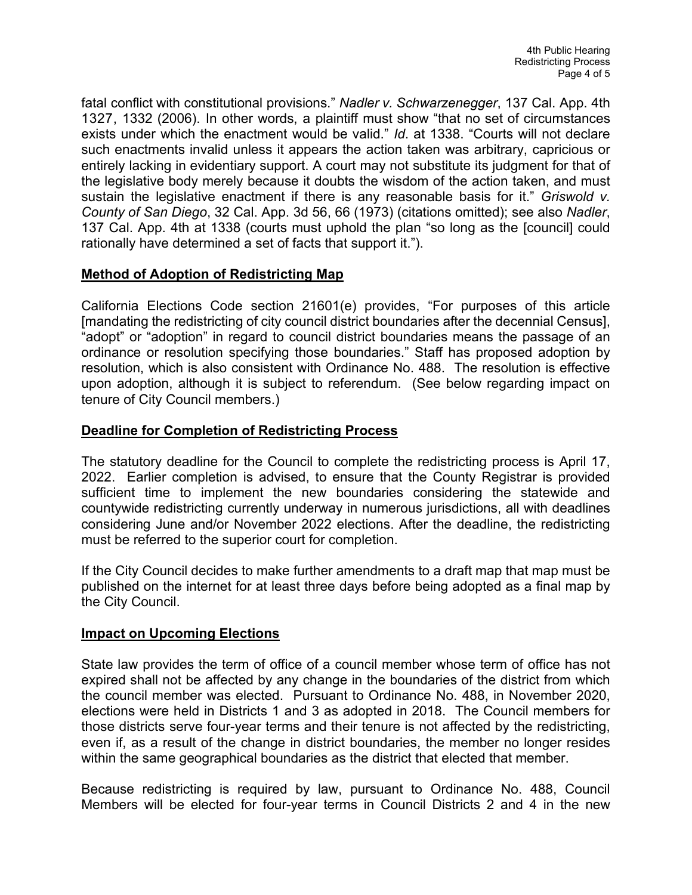fatal conflict with constitutional provisions." *Nadler v. Schwarzenegger*, 137 Cal. App. 4th 1327, 1332 (2006). In other words, a plaintiff must show "that no set of circumstances exists under which the enactment would be valid." *Id*. at 1338. "Courts will not declare such enactments invalid unless it appears the action taken was arbitrary, capricious or entirely lacking in evidentiary support. A court may not substitute its judgment for that of the legislative body merely because it doubts the wisdom of the action taken, and must sustain the legislative enactment if there is any reasonable basis for it." *Griswold v. County of San Diego*, 32 Cal. App. 3d 56, 66 (1973) (citations omitted); see also *Nadler*, 137 Cal. App. 4th at 1338 (courts must uphold the plan "so long as the [council] could rationally have determined a set of facts that support it.").

**Method of Adoption of Redistricting Map**

California Elections Code section 21601(e) provides, "For purposes of this article [mandating the redistricting of city council district boundaries after the decennial Census], "adopt" or "adoption" in regard to council district boundaries means the passage of an ordinance or resolution specifying those boundaries." Staff has proposed adoption by resolution, which is also consistent with Ordinance No. 488. The resolution is effective upon adoption, although it is subject to referendum. (See below regarding impact on tenure of City Council members.)

**Deadline for Completion of Redistricting Process**

The statutory deadline for the Council to complete the redistricting process is April 17, 2022. Earlier completion is advised, to ensure that the County Registrar is provided sufficient time to implement the new boundaries considering the statewide and countywide redistricting currently underway in numerous jurisdictions, all with deadlines considering June and/or November 2022 elections. After the deadline, the redistricting must be referred to the superior court for completion.

If the City Council decides to make further amendments to a draft map that map must be published on the internet for at least three days before being adopted as a final map by the City Council.

**Impact on Upcoming Elections**

State law provides the term of office of a council member whose term of office has not expired shall not be affected by any change in the boundaries of the district from which the council member was elected. Pursuant to Ordinance No. 488, in November 2020, elections were held in Districts 1 and 3 as adopted in 2018. The Council members for those districts serve four-year terms and their tenure is not affected by the redistricting, even if, as a result of the change in district boundaries, the member no longer resides within the same geographical boundaries as the district that elected that member.

Because redistricting is required by law, pursuant to Ordinance No. 488, Council Members will be elected for four-year terms in Council Districts 2 and 4 in the new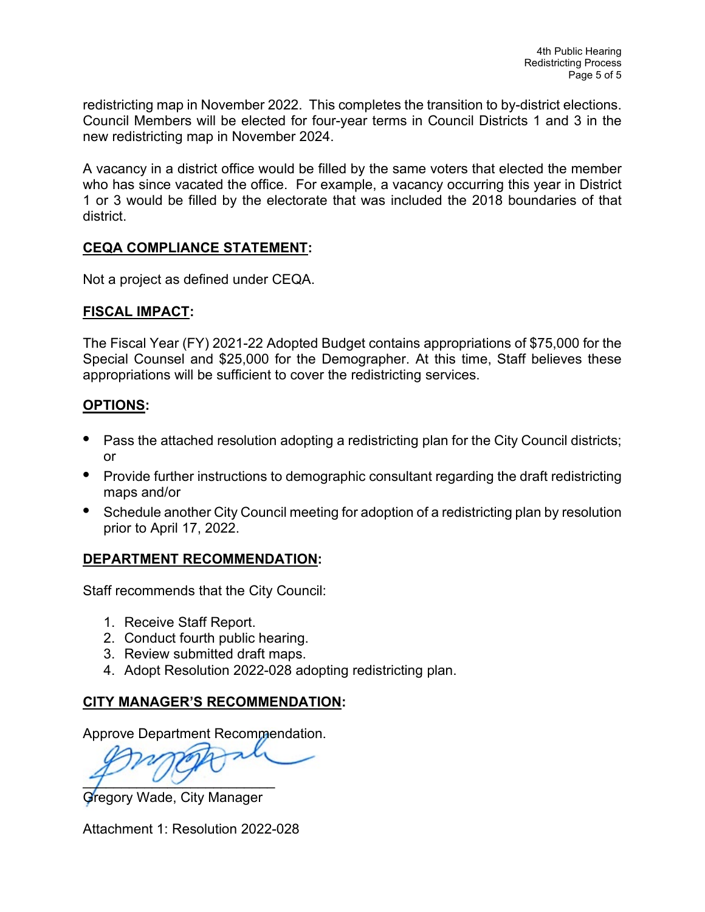redistricting map in November 2022. This completes the transition to by-district elections. Council Members will be elected for four-year terms in Council Districts 1 and 3 in the new redistricting map in November 2024.

A vacancy in a district office would be filled by the same voters that elected the member who has since vacated the office. For example, a vacancy occurring this year in District 1 or 3 would be filled by the electorate that was included the 2018 boundaries of that district.

**CEQA COMPLIANCE STATEMENT:**

Not a project as defined under CEQA.

**FISCAL IMPACT:**

The Fiscal Year (FY) 2021-22 Adopted Budget contains appropriations of $75,000 for the Special Counsel and $25,000 for the Demographer. At this time, Staff believes these appropriations will be sufficient to cover the redistricting services.

**OPTIONS:**

- Pass the attached resolution adopting a redistricting plan for the City Council districts; or
- Provide further instructions to demographic consultant regarding the draft redistricting maps and/or
- Schedule another City Council meeting for adoption of a redistricting plan by resolution prior to April 17, 2022.

**DEPARTMENT RECOMMENDATION:**

Staff recommends that the City Council:

1. Receive Staff Report.
2. Conduct fourth public hearing.
3. Review submitted draft maps.
4. Adopt Resolution 2022-028 adopting redistricting plan.

**CITY MANAGER'S RECOMMENDATION:**

Approve Department Recommendation.

Gregory Wade, City Manager

Attachment 1: Resolution 2022-028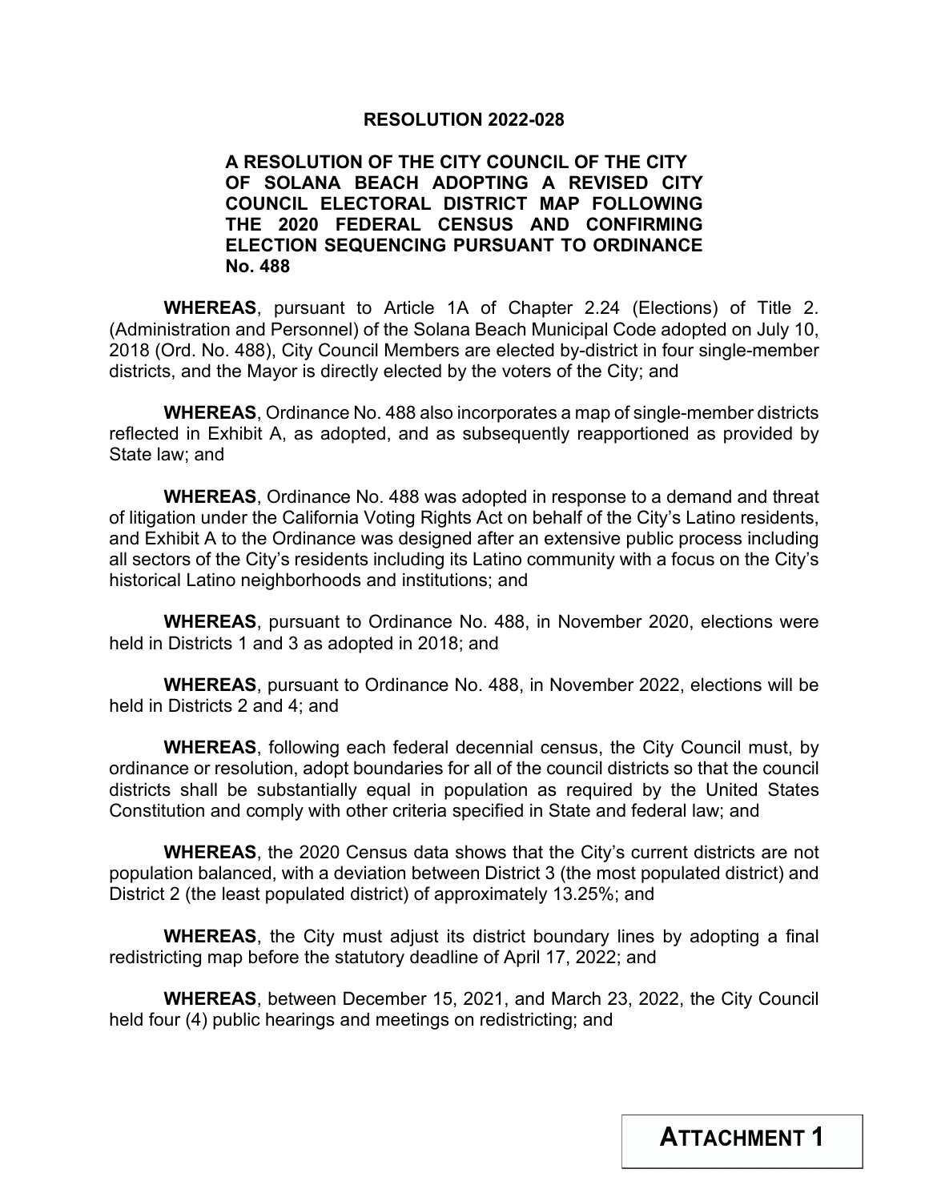**RESOLUTION 2022-028**

**A RESOLUTION OF THE CITY COUNCIL OF THE CITY OF SOLANA BEACH ADOPTING A REVISED CITY COUNCIL ELECTORAL DISTRICT MAP FOLLOWING THE 2020 FEDERAL CENSUS AND CONFIRMING ELECTION SEQUENCING PURSUANT TO ORDINANCE No. 488**

**WHEREAS**, pursuant to Article 1A of Chapter 2.24 (Elections) of Title 2. (Administration and Personnel) of the Solana Beach Municipal Code adopted on July 10, 2018 (Ord. No. 488), City Council Members are elected by-district in four single-member districts, and the Mayor is directly elected by the voters of the City; and

**WHEREAS**, Ordinance No. 488 also incorporates a map of single-member districts reflected in Exhibit A, as adopted, and as subsequently reapportioned as provided by State law; and

**WHEREAS**, Ordinance No. 488 was adopted in response to a demand and threat of litigation under the California Voting Rights Act on behalf of the City's Latino residents, and Exhibit A to the Ordinance was designed after an extensive public process including all sectors of the City's residents including its Latino community with a focus on the City's historical Latino neighborhoods and institutions; and

**WHEREAS**, pursuant to Ordinance No. 488, in November 2020, elections were held in Districts 1 and 3 as adopted in 2018; and

**WHEREAS**, pursuant to Ordinance No. 488, in November 2022, elections will be held in Districts 2 and 4; and

**WHEREAS**, following each federal decennial census, the City Council must, by ordinance or resolution, adopt boundaries for all of the council districts so that the council districts shall be substantially equal in population as required by the United States Constitution and comply with other criteria specified in State and federal law; and

**WHEREAS**, the 2020 Census data shows that the City's current districts are not population balanced, with a deviation between District 3 (the most populated district) and District 2 (the least populated district) of approximately 13.25%; and

**WHEREAS**, the City must adjust its district boundary lines by adopting a final redistricting map before the statutory deadline of April 17, 2022; and

**WHEREAS**, between December 15, 2021, and March 23, 2022, the City Council held four (4) public hearings and meetings on redistricting; and

**ATTACHMENT 1**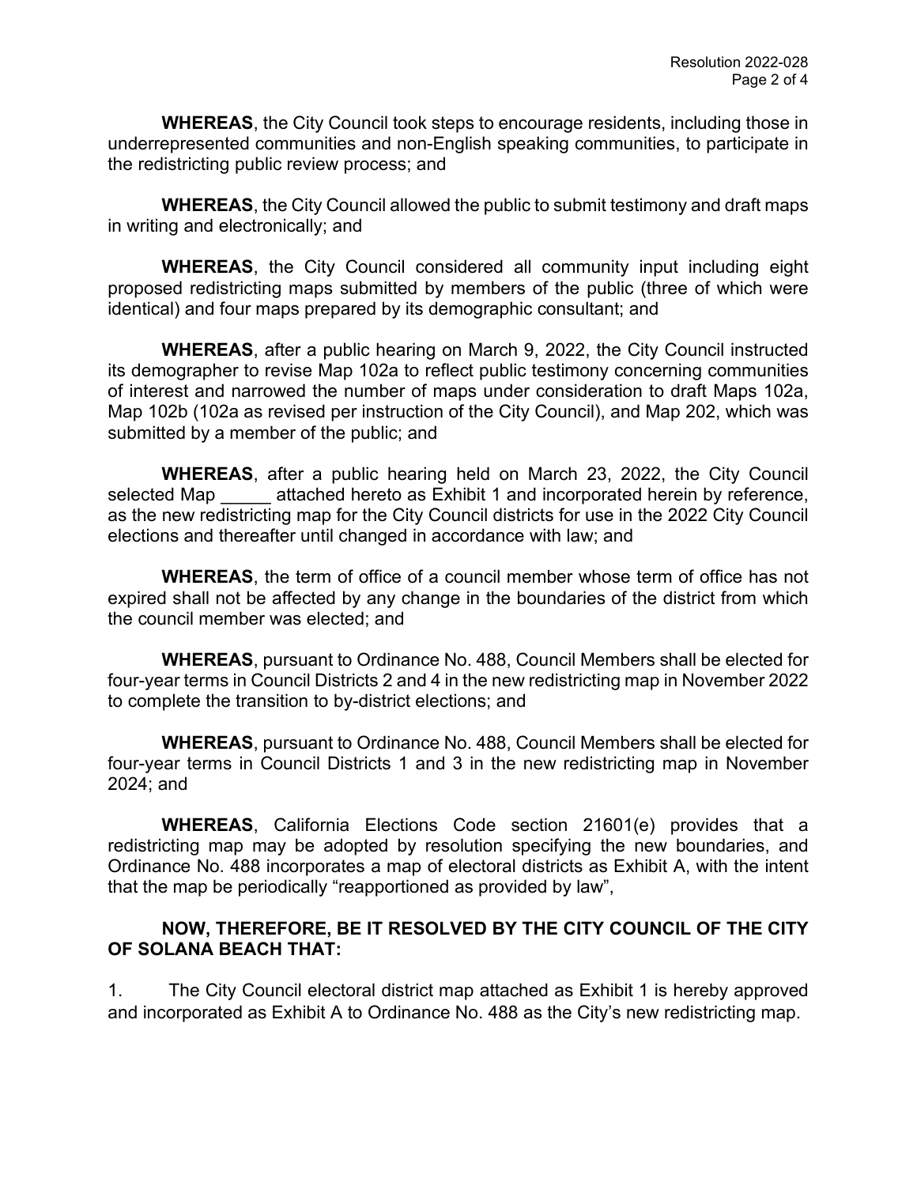**WHEREAS**, the City Council took steps to encourage residents, including those in underrepresented communities and non-English speaking communities, to participate in the redistricting public review process; and

**WHEREAS**, the City Council allowed the public to submit testimony and draft maps in writing and electronically; and

**WHEREAS**, the City Council considered all community input including eight proposed redistricting maps submitted by members of the public (three of which were identical) and four maps prepared by its demographic consultant; and

**WHEREAS**, after a public hearing on March 9, 2022, the City Council instructed its demographer to revise Map 102a to reflect public testimony concerning communities of interest and narrowed the number of maps under consideration to draft Maps 102a, Map 102b (102a as revised per instruction of the City Council), and Map 202, which was submitted by a member of the public; and

**WHEREAS**, after a public hearing held on March 23, 2022, the City Council selected Map _____ attached hereto as Exhibit 1 and incorporated herein by reference, as the new redistricting map for the City Council districts for use in the 2022 City Council elections and thereafter until changed in accordance with law; and

**WHEREAS**, the term of office of a council member whose term of office has not expired shall not be affected by any change in the boundaries of the district from which the council member was elected; and

**WHEREAS**, pursuant to Ordinance No. 488, Council Members shall be elected for four-year terms in Council Districts 2 and 4 in the new redistricting map in November 2022 to complete the transition to by-district elections; and

**WHEREAS**, pursuant to Ordinance No. 488, Council Members shall be elected for four-year terms in Council Districts 1 and 3 in the new redistricting map in November 2024; and

**WHEREAS**, California Elections Code section 21601(e) provides that a redistricting map may be adopted by resolution specifying the new boundaries, and Ordinance No. 488 incorporates a map of electoral districts as Exhibit A, with the intent that the map be periodically "reapportioned as provided by law",

**NOW, THEREFORE, BE IT RESOLVED BY THE CITY COUNCIL OF THE CITY OF SOLANA BEACH THAT:**

1. The City Council electoral district map attached as Exhibit 1 is hereby approved and incorporated as Exhibit A to Ordinance No. 488 as the City's new redistricting map.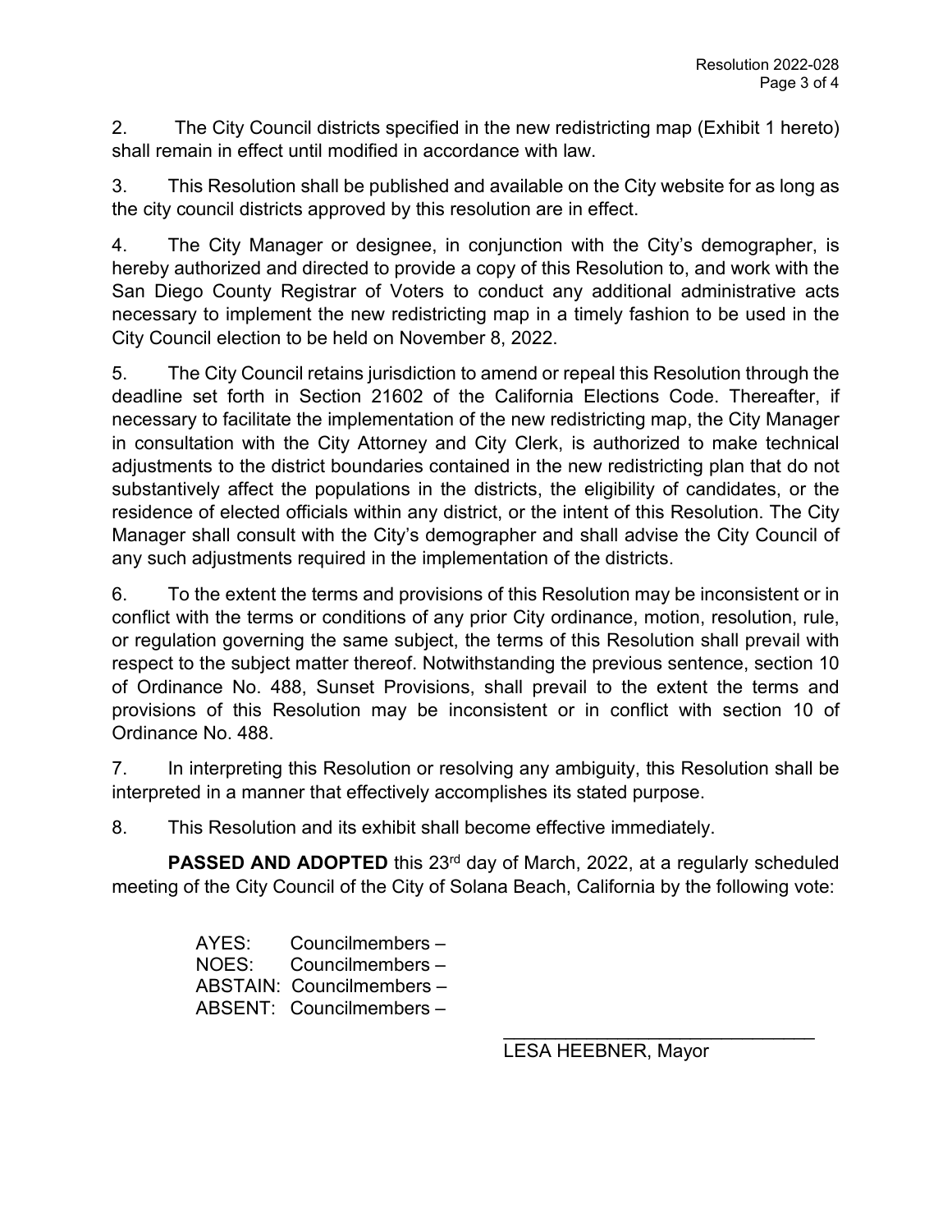2. The City Council districts specified in the new redistricting map (Exhibit 1 hereto) shall remain in effect until modified in accordance with law.

3. This Resolution shall be published and available on the City website for as long as the city council districts approved by this resolution are in effect.

4. The City Manager or designee, in conjunction with the City's demographer, is hereby authorized and directed to provide a copy of this Resolution to, and work with the San Diego County Registrar of Voters to conduct any additional administrative acts necessary to implement the new redistricting map in a timely fashion to be used in the City Council election to be held on November 8, 2022.

5. The City Council retains jurisdiction to amend or repeal this Resolution through the deadline set forth in Section 21602 of the California Elections Code. Thereafter, if necessary to facilitate the implementation of the new redistricting map, the City Manager in consultation with the City Attorney and City Clerk, is authorized to make technical adjustments to the district boundaries contained in the new redistricting plan that do not substantively affect the populations in the districts, the eligibility of candidates, or the residence of elected officials within any district, or the intent of this Resolution. The City Manager shall consult with the City's demographer and shall advise the City Council of any such adjustments required in the implementation of the districts.

6. To the extent the terms and provisions of this Resolution may be inconsistent or in conflict with the terms or conditions of any prior City ordinance, motion, resolution, rule, or regulation governing the same subject, the terms of this Resolution shall prevail with respect to the subject matter thereof. Notwithstanding the previous sentence, section 10 of Ordinance No. 488, Sunset Provisions, shall prevail to the extent the terms and provisions of this Resolution may be inconsistent or in conflict with section 10 of Ordinance No. 488.

7. In interpreting this Resolution or resolving any ambiguity, this Resolution shall be interpreted in a manner that effectively accomplishes its stated purpose.

8. This Resolution and its exhibit shall become effective immediately.

**PASSED AND ADOPTED** this 23rd day of March, 2022, at a regularly scheduled meeting of the City Council of the City of Solana Beach, California by the following vote:

AYES: Councilmembers –
NOES: Councilmembers –
ABSTAIN: Councilmembers –
ABSENT: Councilmembers –

______________________________
LESA HEEBNER, Mayor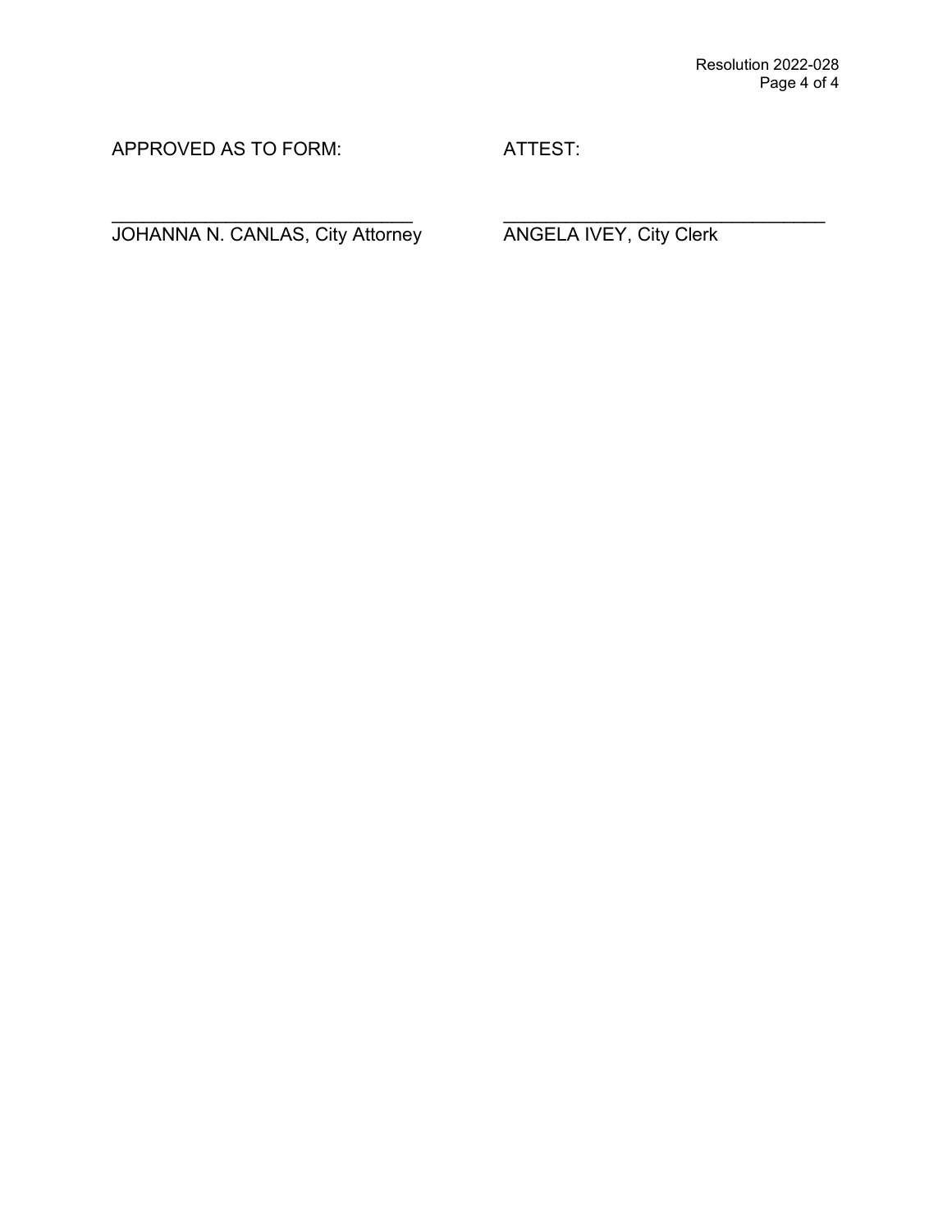APPROVED AS TO FORM: ATTEST:

| | |
|---|---|
| ______________________________ | ________________________________ |
| JOHANNA N. CANLAS, City Attorney | ANGELA IVEY, City Clerk |